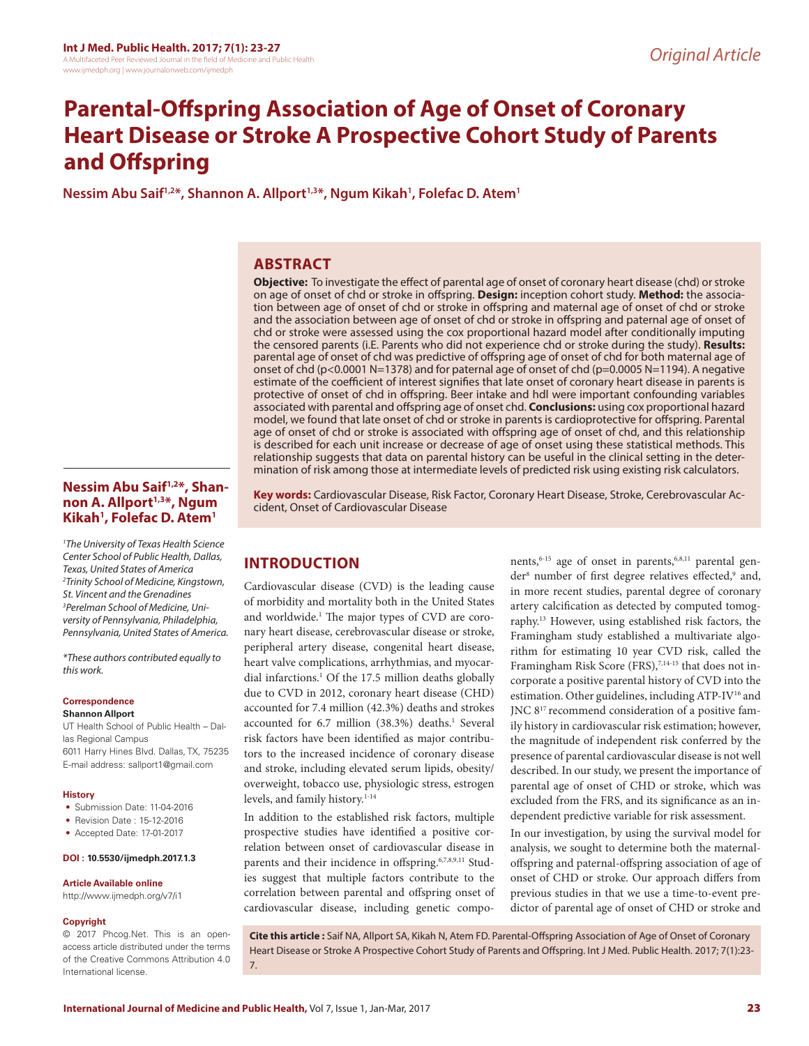Original Article

# Parental-Offspring Association of Age of Onset of Coronary Heart Disease or Stroke A Prospective Cohort Study of Parents and Offspring

**Nessim Abu Saif[1,2*], Shannon A. Allport[1,3*], Ngum Kikah[1], Folefac D. Atem[1]**

## ABSTRACT

**Objective:** To investigate the effect of parental age of onset of coronary heart disease (chd) or stroke on age of onset of chd or stroke in offspring. **Design:** inception cohort study. **Method:** the association between age of onset of chd or stroke in offspring and maternal age of onset of chd or stroke and the association between age of onset of chd or stroke in offspring and paternal age of onset of chd or stroke were assessed using the cox proportional hazard model after conditionally imputing the censored parents (i.E. Parents who did not experience chd or stroke during the study). **Results:** parental age of onset of chd was predictive of offspring age of onset of chd for both maternal age of onset of chd ($p<0.0001$ N=1378) and for paternal age of onset of chd ($p=0.0005$ N=1194). A negative estimate of the coefficient of interest signifies that late onset of coronary heart disease in parents is protective of onset of chd in offspring. Beer intake and hdl were important confounding variables associated with parental and offspring age of onset chd. **Conclusions:** using cox proportional hazard model, we found that late onset of chd or stroke in parents is cardioprotective for offspring. Parental age of onset of chd or stroke is associated with offspring age of onset of chd, and this relationship is described for each unit increase or decrease of age of onset using these statistical methods. This relationship suggests that data on parental history can be useful in the clinical setting in the determination of risk among those at intermediate levels of predicted risk using existing risk calculators.

**Key words:** Cardiovascular Disease, Risk Factor, Coronary Heart Disease, Stroke, Cerebrovascular Accident, Onset of Cardiovascular Disease

**Nessim Abu Saif[1,2*], Shannon A. Allport[1,3*], Ngum Kikah[1], Folefac D. Atem[1]**

*[1]The University of Texas Health Science Center School of Public Health, Dallas, Texas, United States of America*
*[2]Trinity School of Medicine, Kingstown, St. Vincent and the Grenadines*
*[3]Perelman School of Medicine, University of Pennsylvania, Philadelphia, Pennsylvania, United States of America.*

*\*These authors contributed equally to this work.*

**Correspondence**

**Shannon Allport**

UT Health School of Public Health – Dallas Regional Campus
6011 Harry Hines Blvd. Dallas, TX, 75235
E-mail address: sallport1@gmail.com

**History**

- Submission Date: 11-04-2016
- Revision Date : 15-12-2016
- Accepted Date: 17-01-2017

**DOI : 10.5530/ijmedph.2017.1.3**

**Article Available online**

http://www.ijmedph.org/v7/i1

**Copyright**

© 2017 Phcog.Net. This is an open-access article distributed under the terms of the Creative Commons Attribution 4.0 International license.

## INTRODUCTION

Cardiovascular disease (CVD) is the leading cause of morbidity and mortality both in the United States and worldwide.[1] The major types of CVD are coronary heart disease, cerebrovascular disease or stroke, peripheral artery disease, congenital heart disease, heart valve complications, arrhythmias, and myocardial infarctions.[1] Of the 17.5 million deaths globally due to CVD in 2012, coronary heart disease (CHD) accounted for 7.4 million (42.3%) deaths and strokes accounted for 6.7 million (38.3%) deaths.[1] Several risk factors have been identified as major contributors to the increased incidence of coronary disease and stroke, including elevated serum lipids, obesity/overweight, tobacco use, physiologic stress, estrogen levels, and family history.[1-14]

In addition to the established risk factors, multiple prospective studies have identified a positive correlation between onset of cardiovascular disease in parents and their incidence in offspring.[6,7,8,9,11] Studies suggest that multiple factors contribute to the correlation between parental and offspring onset of cardiovascular disease, including genetic components,[6-15] age of onset in parents,[6,8,11] parental gender[8] number of first degree relatives effected,[9] and, in more recent studies, parental degree of coronary artery calcification as detected by computed tomography.[13] However, using established risk factors, the Framingham study established a multivariate algorithm for estimating 10 year CVD risk, called the Framingham Risk Score (FRS),[7,14-15] that does not incorporate a positive parental history of CVD into the estimation. Other guidelines, including ATP-IV[16] and JNC 8[17] recommend consideration of a positive family history in cardiovascular risk estimation; however, the magnitude of independent risk conferred by the presence of parental cardiovascular disease is not well described. In our study, we present the importance of parental age of onset of CHD or stroke, which was excluded from the FRS, and its significance as an independent predictive variable for risk assessment.

In our investigation, by using the survival model for analysis, we sought to determine both the maternal-offspring and paternal-offspring association of age of onset of CHD or stroke. Our approach differs from previous studies in that we use a time-to-event predictor of parental age of onset of CHD or stroke and

**Cite this article :** Saif NA, Allport SA, Kikah N, Atem FD. Parental-Offspring Association of Age of Onset of Coronary Heart Disease or Stroke A Prospective Cohort Study of Parents and Offspring. Int J Med. Public Health. 2017; 7(1):23-7.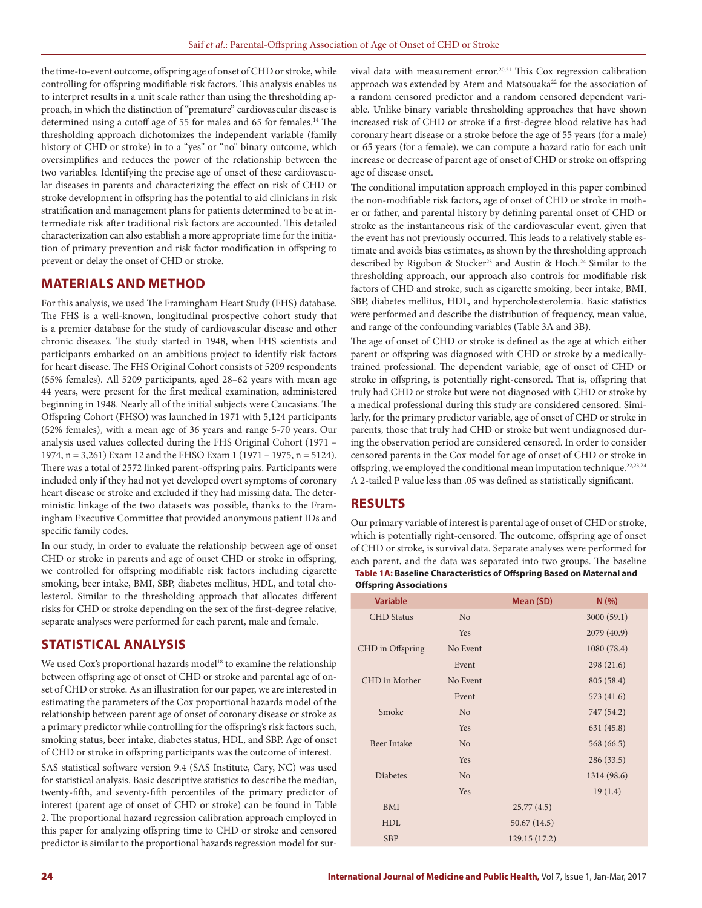the time-to-event outcome, offspring age of onset of CHD or stroke, while controlling for offspring modifiable risk factors. This analysis enables us to interpret results in a unit scale rather than using the thresholding approach, in which the distinction of "premature" cardiovascular disease is determined using a cutoff age of 55 for males and 65 for females.[14] The thresholding approach dichotomizes the independent variable (family history of CHD or stroke) in to a "yes" or "no" binary outcome, which oversimplifies and reduces the power of the relationship between the two variables. Identifying the precise age of onset of these cardiovascular diseases in parents and characterizing the effect on risk of CHD or stroke development in offspring has the potential to aid clinicians in risk stratification and management plans for patients determined to be at intermediate risk after traditional risk factors are accounted. This detailed characterization can also establish a more appropriate time for the initiation of primary prevention and risk factor modification in offspring to prevent or delay the onset of CHD or stroke.

## MATERIALS AND METHOD

For this analysis, we used The Framingham Heart Study (FHS) database. The FHS is a well-known, longitudinal prospective cohort study that is a premier database for the study of cardiovascular disease and other chronic diseases. The study started in 1948, when FHS scientists and participants embarked on an ambitious project to identify risk factors for heart disease. The FHS Original Cohort consists of 5209 respondents (55% females). All 5209 participants, aged 28–62 years with mean age 44 years, were present for the first medical examination, administered beginning in 1948. Nearly all of the initial subjects were Caucasians. The Offspring Cohort (FHSO) was launched in 1971 with 5,124 participants (52% females), with a mean age of 36 years and range 5-70 years. Our analysis used values collected during the FHS Original Cohort (1971 – 1974, n = 3,261) Exam 12 and the FHSO Exam 1 (1971 – 1975, n = 5124). There was a total of 2572 linked parent-offspring pairs. Participants were included only if they had not yet developed overt symptoms of coronary heart disease or stroke and excluded if they had missing data. The deterministic linkage of the two datasets was possible, thanks to the Framingham Executive Committee that provided anonymous patient IDs and specific family codes.

In our study, in order to evaluate the relationship between age of onset CHD or stroke in parents and age of onset CHD or stroke in offspring, we controlled for offspring modifiable risk factors including cigarette smoking, beer intake, BMI, SBP, diabetes mellitus, HDL, and total cholesterol. Similar to the thresholding approach that allocates different risks for CHD or stroke depending on the sex of the first-degree relative, separate analyses were performed for each parent, male and female.

## STATISTICAL ANALYSIS

We used Cox's proportional hazards model[18] to examine the relationship between offspring age of onset of CHD or stroke and parental age of onset of CHD or stroke. As an illustration for our paper, we are interested in estimating the parameters of the Cox proportional hazards model of the relationship between parent age of onset of coronary disease or stroke as a primary predictor while controlling for the offspring's risk factors such, smoking status, beer intake, diabetes status, HDL, and SBP. Age of onset of CHD or stroke in offspring participants was the outcome of interest.

SAS statistical software version 9.4 (SAS Institute, Cary, NC) was used for statistical analysis. Basic descriptive statistics to describe the median, twenty-fifth, and seventy-fifth percentiles of the primary predictor of interest (parent age of onset of CHD or stroke) can be found in Table 2. The proportional hazard regression calibration approach employed in this paper for analyzing offspring time to CHD or stroke and censored predictor is similar to the proportional hazards regression model for survival data with measurement error.[20,21] This Cox regression calibration approach was extended by Atem and Matsouaka[22] for the association of a random censored predictor and a random censored dependent variable. Unlike binary variable thresholding approaches that have shown increased risk of CHD or stroke if a first-degree blood relative has had coronary heart disease or a stroke before the age of 55 years (for a male) or 65 years (for a female), we can compute a hazard ratio for each unit increase or decrease of parent age of onset of CHD or stroke on offspring age of disease onset.

The conditional imputation approach employed in this paper combined the non-modifiable risk factors, age of onset of CHD or stroke in mother or father, and parental history by defining parental onset of CHD or stroke as the instantaneous risk of the cardiovascular event, given that the event has not previously occurred. This leads to a relatively stable estimate and avoids bias estimates, as shown by the thresholding approach described by Rigobon & Stocker[23] and Austin & Hoch.[24] Similar to the thresholding approach, our approach also controls for modifiable risk factors of CHD and stroke, such as cigarette smoking, beer intake, BMI, SBP, diabetes mellitus, HDL, and hypercholesterolemia. Basic statistics were performed and describe the distribution of frequency, mean value, and range of the confounding variables (Table 3A and 3B).

The age of onset of CHD or stroke is defined as the age at which either parent or offspring was diagnosed with CHD or stroke by a medically-trained professional. The dependent variable, age of onset of CHD or stroke in offspring, is potentially right-censored. That is, offspring that truly had CHD or stroke but were not diagnosed with CHD or stroke by a medical professional during this study are considered censored. Similarly, for the primary predictor variable, age of onset of CHD or stroke in parents, those that truly had CHD or stroke but went undiagnosed during the observation period are considered censored. In order to consider censored parents in the Cox model for age of onset of CHD or stroke in offspring, we employed the conditional mean imputation technique.[22,23,24] A 2-tailed P value less than .05 was defined as statistically significant.

## RESULTS

Our primary variable of interest is parental age of onset of CHD or stroke, which is potentially right-censored. The outcome, offspring age of onset of CHD or stroke, is survival data. Separate analyses were performed for each parent, and the data was separated into two groups. The baseline

**Table 1A: Baseline Characteristics of Offspring Based on Maternal and Offspring Associations**

| Variable | | Mean (SD) | N (%) |
|---|---|---|---|
| CHD Status | No | | 3000 (59.1) |
| | Yes | | 2079 (40.9) |
| CHD in Offspring | No Event | | 1080 (78.4) |
| | Event | | 298 (21.6) |
| CHD in Mother | No Event | | 805 (58.4) |
| | Event | | 573 (41.6) |
| Smoke | No | | 747 (54.2) |
| | Yes | | 631 (45.8) |
| Beer Intake | No | | 568 (66.5) |
| | Yes | | 286 (33.5) |
| Diabetes | No | | 1314 (98.6) |
| | Yes | | 19 (1.4) |
| BMI | | 25.77 (4.5) | |
| HDL | | 50.67 (14.5) | |
| SBP | | 129.15 (17.2) | |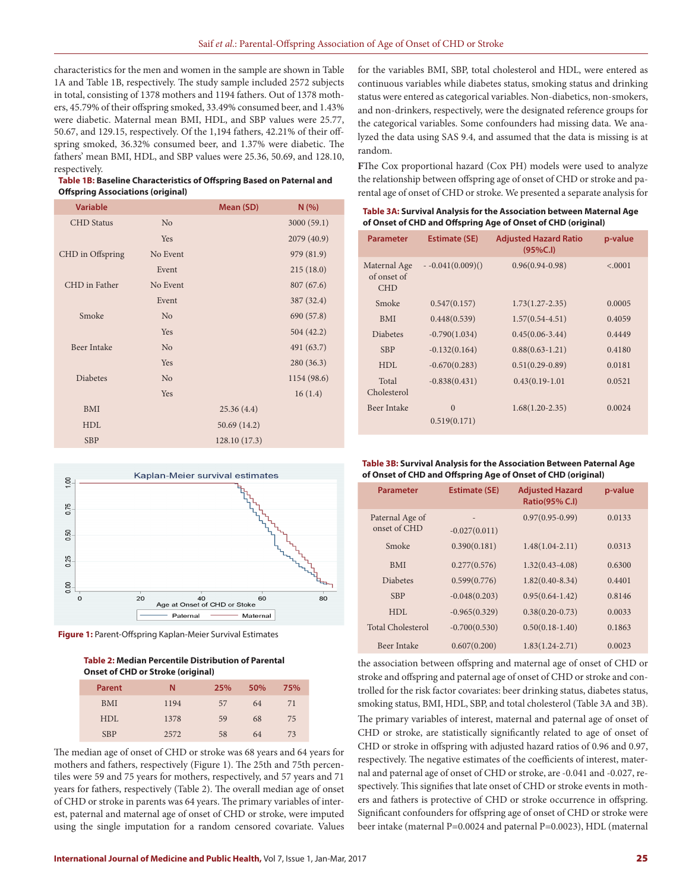characteristics for the men and women in the sample are shown in Table 1A and Table 1B, respectively. The study sample included 2572 subjects in total, consisting of 1378 mothers and 1194 fathers. Out of 1378 mothers, 45.79% of their offspring smoked, 33.49% consumed beer, and 1.43% were diabetic. Maternal mean BMI, HDL, and SBP values were 25.77, 50.67, and 129.15, respectively. Of the 1,194 fathers, 42.21% of their offspring smoked, 36.32% consumed beer, and 1.37% were diabetic. The fathers' mean BMI, HDL, and SBP values were 25.36, 50.69, and 128.10, respectively.

**Table 1B: Baseline Characteristics of Offspring Based on Paternal and Offspring Associations (original)**

| Variable | | Mean (SD) | N (%) |
|---|---|---|---|
| CHD Status | No | | 3000 (59.1) |
| | Yes | | 2079 (40.9) |
| CHD in Offspring | No Event | | 979 (81.9) |
| | Event | | 215 (18.0) |
| CHD in Father | No Event | | 807 (67.6) |
| | Event | | 387 (32.4) |
| Smoke | No | | 690 (57.8) |
| | Yes | | 504 (42.2) |
| Beer Intake | No | | 491 (63.7) |
| | Yes | | 280 (36.3) |
| Diabetes | No | | 1154 (98.6) |
| | Yes | | 16 (1.4) |
| BMI | | 25.36 (4.4) | |
| HDL | | 50.69 (14.2) | |
| SBP | | 128.10 (17.3) | |

**Figure 1:** Parent-Offspring Kaplan-Meier Survival Estimates

**Table 2: Median Percentile Distribution of Parental Onset of CHD or Stroke (original)**

| Parent | N | 25% | 50% | 75% |
|---|---|---|---|---|
| BMI | 1194 | 57 | 64 | 71 |
| HDL | 1378 | 59 | 68 | 75 |
| SBP | 2572 | 58 | 64 | 73 |

The median age of onset of CHD or stroke was 68 years and 64 years for mothers and fathers, respectively (Figure 1). The 25th and 75th percentiles were 59 and 75 years for mothers, respectively, and 57 years and 71 years for fathers, respectively (Table 2). The overall median age of onset of CHD or stroke in parents was 64 years. The primary variables of interest, paternal and maternal age of onset of CHD or stroke, were imputed using the single imputation for a random censored covariate. Values for the variables BMI, SBP, total cholesterol and HDL, were entered as continuous variables while diabetes status, smoking status and drinking status were entered as categorical variables. Non-diabetics, non-smokers, and non-drinkers, respectively, were the designated reference groups for the categorical variables. Some confounders had missing data. We analyzed the data using SAS 9.4, and assumed that the data is missing is at random.

FThe Cox proportional hazard (Cox PH) models were used to analyze the relationship between offspring age of onset of CHD or stroke and parental age of onset of CHD or stroke. We presented a separate analysis for

**Table 3A: Survival Analysis for the Association between Maternal Age of Onset of CHD and Offspring Age of Onset of CHD (original)**

| Parameter | Estimate (SE) | Adjusted Hazard Ratio (95%C.I) | p-value |
|---|---|---|---|
| Maternal Age of onset of CHD | - -0.041(0.009)() | 0.96(0.94-0.98) | <.0001 |
| Smoke | 0.547(0.157) | 1.73(1.27-2.35) | 0.0005 |
| BMI | 0.448(0.539) | 1.57(0.54-4.51) | 0.4059 |
| Diabetes | -0.790(1.034) | 0.45(0.06-3.44) | 0.4449 |
| SBP | -0.132(0.164) | 0.88(0.63-1.21) | 0.4180 |
| HDL | -0.670(0.283) | 0.51(0.29-0.89) | 0.0181 |
| Total Cholesterol | -0.838(0.431) | 0.43(0.19-1.01 | 0.0521 |
| Beer Intake | 0 0.519(0.171) | 1.68(1.20-2.35) | 0.0024 |

**Table 3B: Survival Analysis for the Association Between Paternal Age of Onset of CHD and Offspring Age of Onset of CHD (original)**

| Parameter | Estimate (SE) | Adjusted Hazard Ratio(95% C.I) | p-value |
|---|---|---|---|
| Paternal Age of onset of CHD | - -0.027(0.011) | 0.97(0.95-0.99) | 0.0133 |
| Smoke | 0.390(0.181) | 1.48(1.04-2.11) | 0.0313 |
| BMI | 0.277(0.576) | 1.32(0.43-4.08) | 0.6300 |
| Diabetes | 0.599(0.776) | 1.82(0.40-8.34) | 0.4401 |
| SBP | -0.048(0.203) | 0.95(0.64-1.42) | 0.8146 |
| HDL | -0.965(0.329) | 0.38(0.20-0.73) | 0.0033 |
| Total Cholesterol | -0.700(0.530) | 0.50(0.18-1.40) | 0.1863 |
| Beer Intake | 0.607(0.200) | 1.83(1.24-2.71) | 0.0023 |

the association between offspring and maternal age of onset of CHD or stroke and offspring and paternal age of onset of CHD or stroke and controlled for the risk factor covariates: beer drinking status, diabetes status, smoking status, BMI, HDL, SBP, and total cholesterol (Table 3A and 3B).

The primary variables of interest, maternal and paternal age of onset of CHD or stroke, are statistically significantly related to age of onset of CHD or stroke in offspring with adjusted hazard ratios of 0.96 and 0.97, respectively. The negative estimates of the coefficients of interest, maternal and paternal age of onset of CHD or stroke, are -0.041 and -0.027, respectively. This signifies that late onset of CHD or stroke events in mothers and fathers is protective of CHD or stroke occurrence in offspring. Significant confounders for offspring age of onset of CHD or stroke were beer intake (maternal P=0.0024 and paternal P=0.0023), HDL (maternal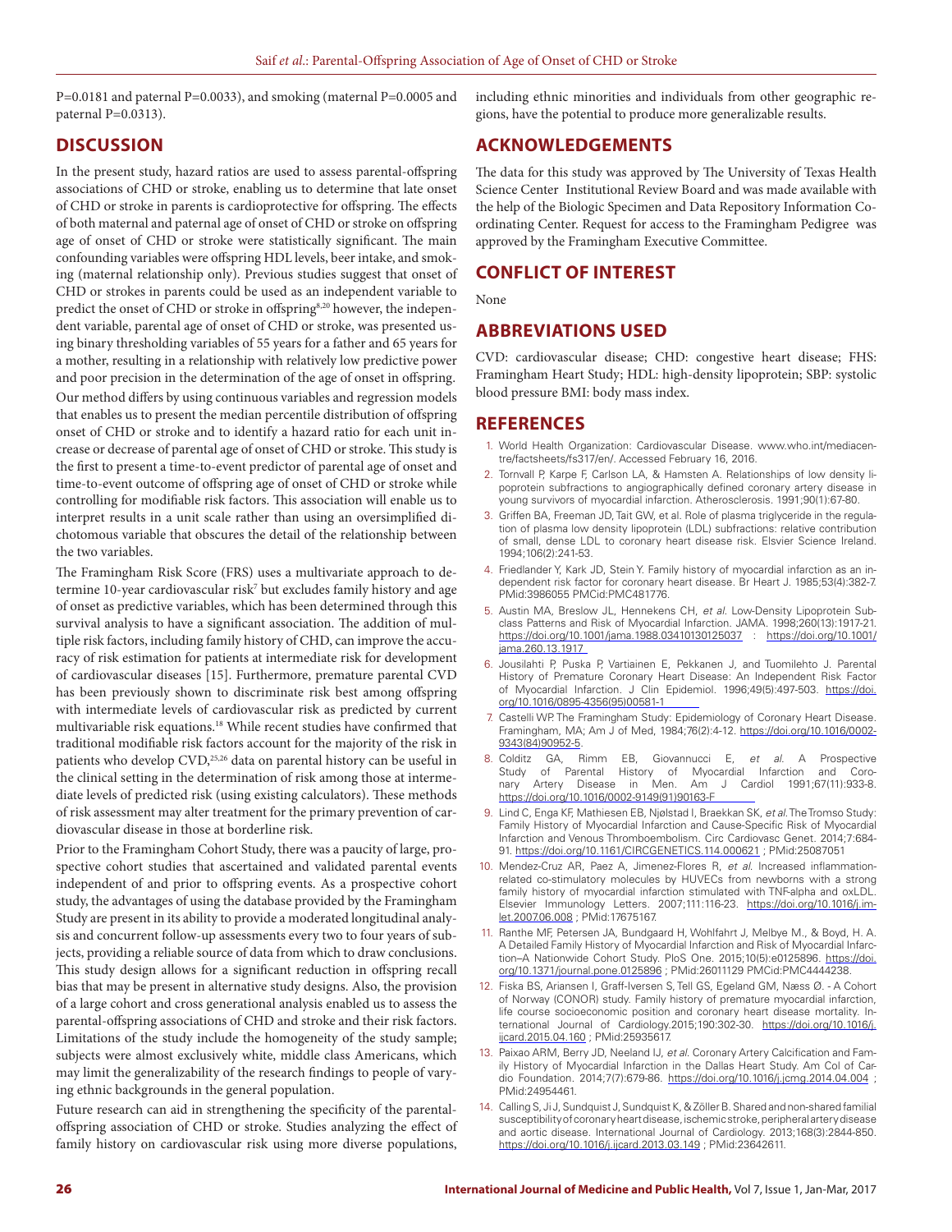P=0.0181 and paternal P=0.0033), and smoking (maternal P=0.0005 and paternal P=0.0313).

## DISCUSSION

In the present study, hazard ratios are used to assess parental-offspring associations of CHD or stroke, enabling us to determine that late onset of CHD or stroke in parents is cardioprotective for offspring. The effects of both maternal and paternal age of onset of CHD or stroke on offspring age of onset of CHD or stroke were statistically significant. The main confounding variables were offspring HDL levels, beer intake, and smoking (maternal relationship only). Previous studies suggest that onset of CHD or strokes in parents could be used as an independent variable to predict the onset of CHD or stroke in offspring[8,20] however, the independent variable, parental age of onset of CHD or stroke, was presented using binary thresholding variables of 55 years for a father and 65 years for a mother, resulting in a relationship with relatively low predictive power and poor precision in the determination of the age of onset in offspring.

Our method differs by using continuous variables and regression models that enables us to present the median percentile distribution of offspring onset of CHD or stroke and to identify a hazard ratio for each unit increase or decrease of parental age of onset of CHD or stroke. This study is the first to present a time-to-event predictor of parental age of onset and time-to-event outcome of offspring age of onset of CHD or stroke while controlling for modifiable risk factors. This association will enable us to interpret results in a unit scale rather than using an oversimplified dichotomous variable that obscures the detail of the relationship between the two variables.

The Framingham Risk Score (FRS) uses a multivariate approach to determine 10-year cardiovascular risk[7] but excludes family history and age of onset as predictive variables, which has been determined through this survival analysis to have a significant association. The addition of multiple risk factors, including family history of CHD, can improve the accuracy of risk estimation for patients at intermediate risk for development of cardiovascular diseases [15]. Furthermore, premature parental CVD has been previously shown to discriminate risk best among offspring with intermediate levels of cardiovascular risk as predicted by current multivariable risk equations.[18] While recent studies have confirmed that traditional modifiable risk factors account for the majority of the risk in patients who develop CVD,[25,26] data on parental history can be useful in the clinical setting in the determination of risk among those at intermediate levels of predicted risk (using existing calculators). These methods of risk assessment may alter treatment for the primary prevention of cardiovascular disease in those at borderline risk.

Prior to the Framingham Cohort Study, there was a paucity of large, prospective cohort studies that ascertained and validated parental events independent of and prior to offspring events. As a prospective cohort study, the advantages of using the database provided by the Framingham Study are present in its ability to provide a moderated longitudinal analysis and concurrent follow-up assessments every two to four years of subjects, providing a reliable source of data from which to draw conclusions. This study design allows for a significant reduction in offspring recall bias that may be present in alternative study designs. Also, the provision of a large cohort and cross generational analysis enabled us to assess the parental-offspring associations of CHD and stroke and their risk factors. Limitations of the study include the homogeneity of the study sample; subjects were almost exclusively white, middle class Americans, which may limit the generalizability of the research findings to people of varying ethnic backgrounds in the general population.

Future research can aid in strengthening the specificity of the parental-offspring association of CHD or stroke. Studies analyzing the effect of family history on cardiovascular risk using more diverse populations, including ethnic minorities and individuals from other geographic regions, have the potential to produce more generalizable results.

## ACKNOWLEDGEMENTS

The data for this study was approved by The University of Texas Health Science Center Institutional Review Board and was made available with the help of the Biologic Specimen and Data Repository Information Coordinating Center. Request for access to the Framingham Pedigree was approved by the Framingham Executive Committee.

## CONFLICT OF INTEREST

None

## ABBREVIATIONS USED

CVD: cardiovascular disease; CHD: congestive heart disease; FHS: Framingham Heart Study; HDL: high-density lipoprotein; SBP: systolic blood pressure BMI: body mass index.

## REFERENCES

1. World Health Organization: Cardiovascular Disease. www.who.int/mediacentre/factsheets/fs317/en/. Accessed February 16, 2016.
2. Tornvall P, Karpe F, Carlson LA, & Hamsten A. Relationships of low density lipoprotein subfractions to angiographically defined coronary artery disease in young survivors of myocardial infarction. Atherosclerosis. 1991;90(1):67-80.
3. Griffen BA, Freeman JD, Tait GW, et al. Role of plasma triglyceride in the regulation of plasma low density lipoprotein (LDL) subfractions: relative contribution of small, dense LDL to coronary heart disease risk. Elsvier Science Ireland. 1994;106(2):241-53.
4. Friedlander Y, Kark JD, Stein Y. Family history of myocardial infarction as an independent risk factor for coronary heart disease. Br Heart J. 1985;53(4):382-7. PMid:3986055 PMCid:PMC481776.
5. Austin MA, Breslow JL, Hennekens CH, *et al.* Low-Density Lipoprotein Subclass Patterns and Risk of Myocardial Infarction. JAMA. 1998;260(13):1917-21. https://doi.org/10.1001/jama.1988.03410130125037 : https://doi.org/10.1001/jama.260.13.1917
6. Jousilahti P, Puska P, Vartiainen E, Pekkanen J, and Tuomilehto J. Parental History of Premature Coronary Heart Disease: An Independent Risk Factor of Myocardial Infarction. J Clin Epidemiol. 1996;49(5):497-503. https://doi.org/10.1016/0895-4356(95)00581-1
7. Castelli WP. The Framingham Study: Epidemiology of Coronary Heart Disease. Framingham, MA; Am J of Med, 1984;76(2):4-12. https://doi.org/10.1016/0002-9343(84)90952-5.
8. Colditz GA, Rimm EB, Giovannucci E, *et al.* A Prospective Study of Parental History of Myocardial Infarction and Coronary Artery Disease in Men. Am J Cardiol 1991;67(11):933-8. https://doi.org/10.1016/0002-9149(91)90163-F
9. Lind C, Enga KF, Mathiesen EB, Njølstad I, Braekkan SK, *et al.* The Tromso Study: Family History of Myocardial Infarction and Cause-Specific Risk of Myocardial Infarction and Venous Thromboembolism. Circ Cardiovasc Genet. 2014;7:684-91. https://doi.org/10.1161/CIRCGENETICS.114.000621 ; PMid:25087051
10. Mendez-Cruz AR, Paez A, Jimenez-Flores R, *et al.* Increased inflammation-related co-stimulatory molecules by HUVECs from newborns with a strong family history of myocardial infarction stimulated with TNF-alpha and oxLDL. Elsevier Immunology Letters. 2007;111:116-23. https://doi.org/10.1016/j.imlet.2007.06.008 ; PMid:17675167.
11. Ranthe MF, Petersen JA, Bundgaard H, Wohlfahrt J, Melbye M., & Boyd, H. A. A Detailed Family History of Myocardial Infarction and Risk of Myocardial Infarction–A Nationwide Cohort Study. PloS One. 2015;10(5):e0125896. https://doi.org/10.1371/journal.pone.0125896 ; PMid:26011129 PMCid:PMC4444238.
12. Fiska BS, Ariansen I, Graff-Iversen S, Tell GS, Egeland GM, Næss Ø. - A Cohort of Norway (CONOR) study. Family history of premature myocardial infarction, life course socioeconomic position and coronary heart disease mortality. International Journal of Cardiology.2015;190:302-30. https://doi.org/10.1016/j.ijcard.2015.04.160 ; PMid:25935617.
13. Paixao ARM, Berry JD, Neeland IJ, *et al.* Coronary Artery Calcification and Family History of Myocardial Infarction in the Dallas Heart Study. Am Col of Cardio Foundation. 2014;7(7):679-86. https://doi.org/10.1016/j.jcmg.2014.04.004 ; PMid:24954461.
14. Calling S, Ji J, Sundquist J, Sundquist K, & Zöller B. Shared and non-shared familial susceptibility of coronary heart disease, ischemic stroke, peripheral artery disease and aortic disease. International Journal of Cardiology. 2013;168(3):2844-850. https://doi.org/10.1016/j.ijcard.2013.03.149 ; PMid:23642611.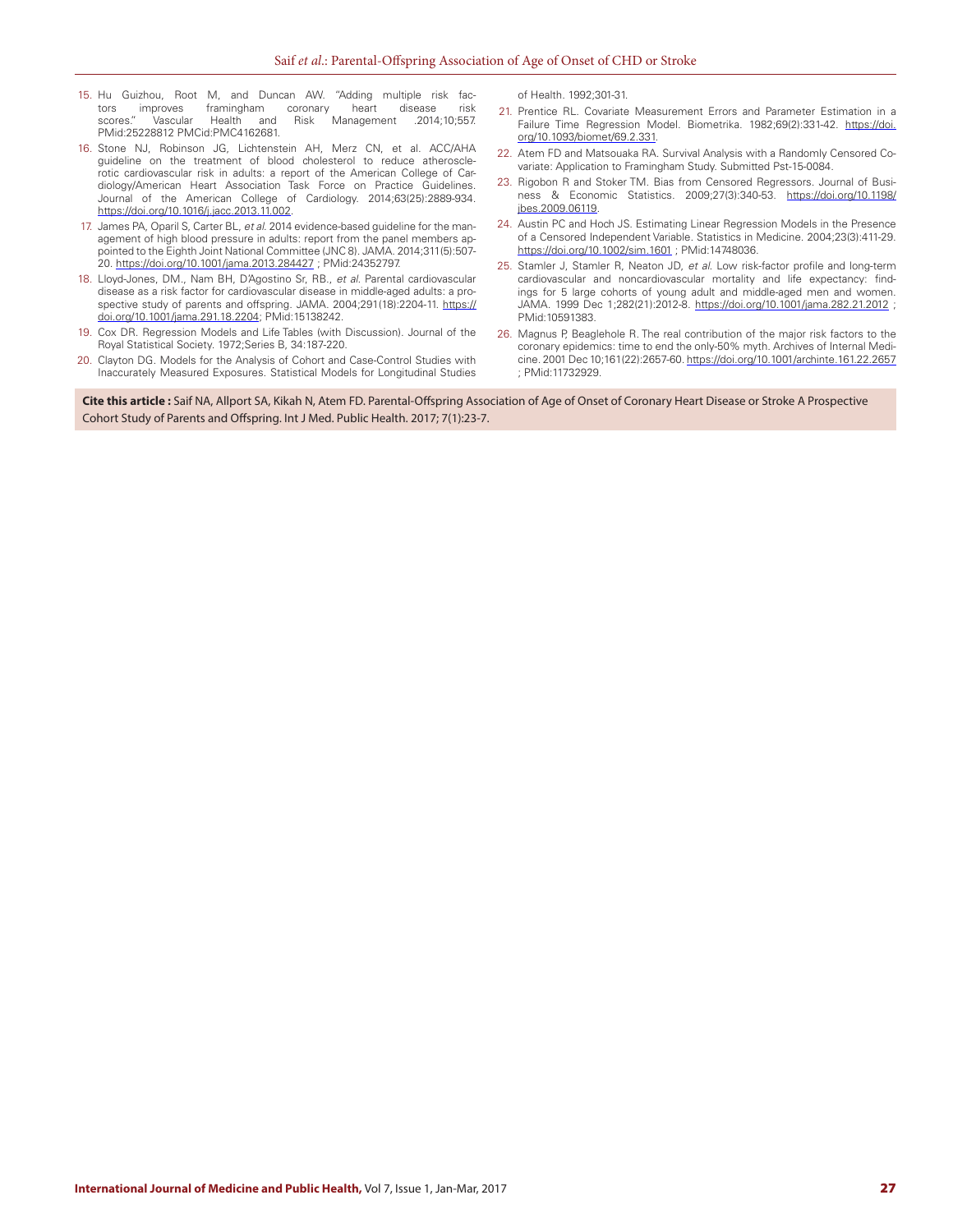15. Hu Guizhou, Root M, and Duncan AW. "Adding multiple risk factors improves framingham coronary heart disease risk scores." Vascular Health and Risk Management .2014;10;557. PMid:25228812 PMCid:PMC4162681.
16. Stone NJ, Robinson JG, Lichtenstein AH, Merz CN, et al. ACC/AHA guideline on the treatment of blood cholesterol to reduce atherosclerotic cardiovascular risk in adults: a report of the American College of Cardiology/American Heart Association Task Force on Practice Guidelines. Journal of the American College of Cardiology. 2014;63(25):2889-934. https://doi.org/10.1016/j.jacc.2013.11.002.
17. James PA, Oparil S, Carter BL, *et al.* 2014 evidence-based guideline for the management of high blood pressure in adults: report from the panel members appointed to the Eighth Joint National Committee (JNC 8). JAMA. 2014;311(5):507-20. https://doi.org/10.1001/jama.2013.284427 ; PMid:24352797.
18. Lloyd-Jones, DM., Nam BH, D'Agostino Sr, RB., *et al.* Parental cardiovascular disease as a risk factor for cardiovascular disease in middle-aged adults: a prospective study of parents and offspring. JAMA. 2004;291(18):2204-11. https://doi.org/10.1001/jama.291.18.2204; PMid:15138242.
19. Cox DR. Regression Models and Life Tables (with Discussion). Journal of the Royal Statistical Society. 1972;Series B, 34:187-220.
20. Clayton DG. Models for the Analysis of Cohort and Case-Control Studies with Inaccurately Measured Exposures. Statistical Models for Longitudinal Studies of Health. 1992;301-31.
21. Prentice RL. Covariate Measurement Errors and Parameter Estimation in a Failure Time Regression Model. Biometrika. 1982;69(2):331-42. https://doi.org/10.1093/biomet/69.2.331.
22. Atem FD and Matsouaka RA. Survival Analysis with a Randomly Censored Covariate: Application to Framingham Study. Submitted Pst-15-0084.
23. Rigobon R and Stoker TM. Bias from Censored Regressors. Journal of Business & Economic Statistics. 2009;27(3):340-53. https://doi.org/10.1198/jbes.2009.06119.
24. Austin PC and Hoch JS. Estimating Linear Regression Models in the Presence of a Censored Independent Variable. Statistics in Medicine. 2004;23(3):411-29. https://doi.org/10.1002/sim.1601 ; PMid:14748036.
25. Stamler J, Stamler R, Neaton JD, *et al.* Low risk-factor profile and long-term cardiovascular and noncardiovascular mortality and life expectancy: findings for 5 large cohorts of young adult and middle-aged men and women. JAMA. 1999 Dec 1;282(21):2012-8. https://doi.org/10.1001/jama.282.21.2012 ; PMid:10591383.
26. Magnus P, Beaglehole R. The real contribution of the major risk factors to the coronary epidemics: time to end the only-50% myth. Archives of Internal Medicine. 2001 Dec 10;161(22):2657-60. https://doi.org/10.1001/archinte.161.22.2657 ; PMid:11732929.

**Cite this article :** Saif NA, Allport SA, Kikah N, Atem FD. Parental-Offspring Association of Age of Onset of Coronary Heart Disease or Stroke A Prospective Cohort Study of Parents and Offspring. Int J Med. Public Health. 2017; 7(1):23-7.